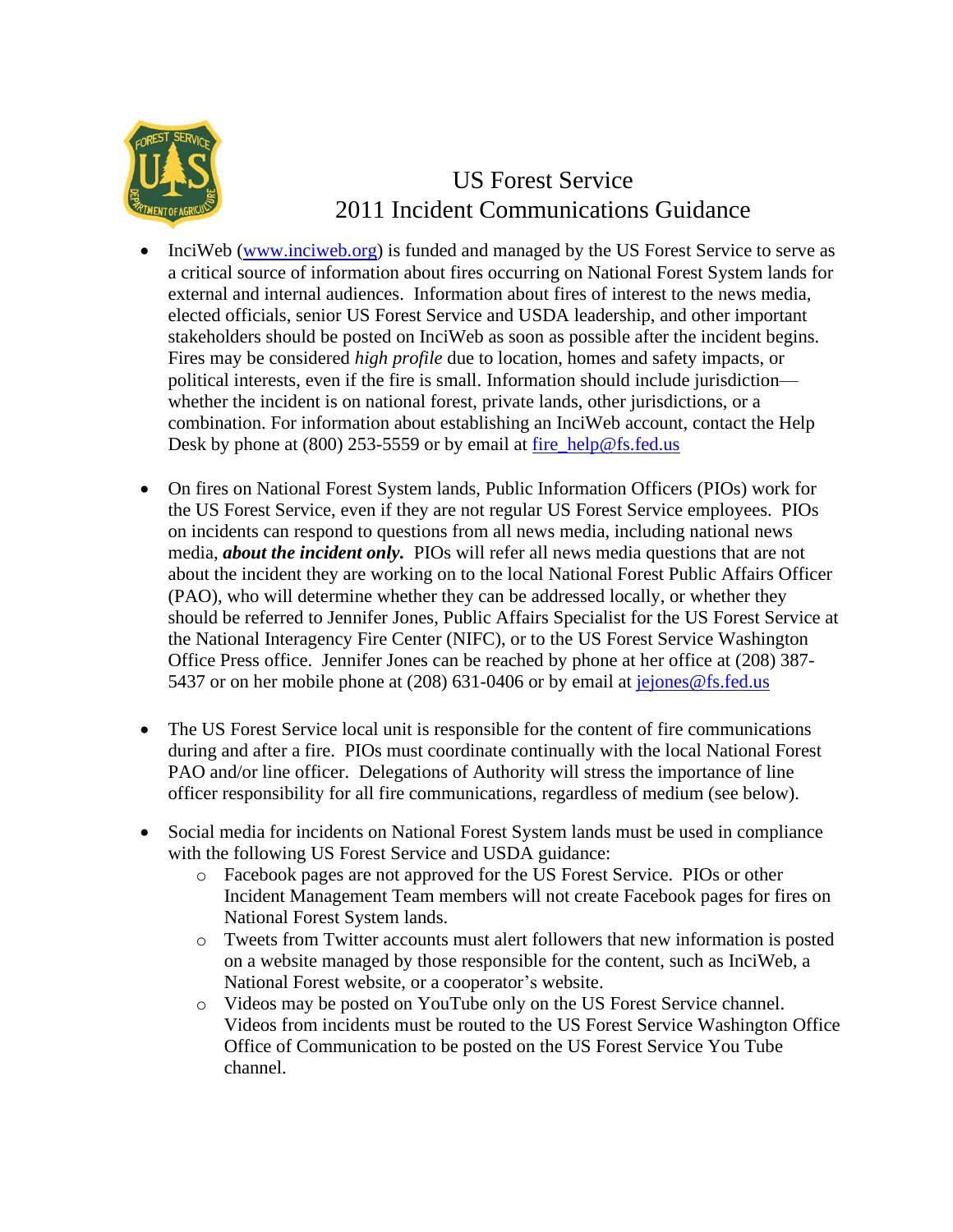# US Forest Service
# 2011 Incident Communications Guidance

- InciWeb (www.inciweb.org) is funded and managed by the US Forest Service to serve as a critical source of information about fires occurring on National Forest System lands for external and internal audiences. Information about fires of interest to the news media, elected officials, senior US Forest Service and USDA leadership, and other important stakeholders should be posted on InciWeb as soon as possible after the incident begins. Fires may be considered *high profile* due to location, homes and safety impacts, or political interests, even if the fire is small. Information should include jurisdiction—whether the incident is on national forest, private lands, other jurisdictions, or a combination. For information about establishing an InciWeb account, contact the Help Desk by phone at (800) 253-5559 or by email at fire_help@fs.fed.us

- On fires on National Forest System lands, Public Information Officers (PIOs) work for the US Forest Service, even if they are not regular US Forest Service employees. PIOs on incidents can respond to questions from all news media, including national news media, ***about the incident only.*** PIOs will refer all news media questions that are not about the incident they are working on to the local National Forest Public Affairs Officer (PAO), who will determine whether they can be addressed locally, or whether they should be referred to Jennifer Jones, Public Affairs Specialist for the US Forest Service at the National Interagency Fire Center (NIFC), or to the US Forest Service Washington Office Press office. Jennifer Jones can be reached by phone at her office at (208) 387-5437 or on her mobile phone at (208) 631-0406 or by email at jejones@fs.fed.us

- The US Forest Service local unit is responsible for the content of fire communications during and after a fire. PIOs must coordinate continually with the local National Forest PAO and/or line officer. Delegations of Authority will stress the importance of line officer responsibility for all fire communications, regardless of medium (see below).

- Social media for incidents on National Forest System lands must be used in compliance with the following US Forest Service and USDA guidance:
  - Facebook pages are not approved for the US Forest Service. PIOs or other Incident Management Team members will not create Facebook pages for fires on National Forest System lands.
  - Tweets from Twitter accounts must alert followers that new information is posted on a website managed by those responsible for the content, such as InciWeb, a National Forest website, or a cooperator's website.
  - Videos may be posted on YouTube only on the US Forest Service channel. Videos from incidents must be routed to the US Forest Service Washington Office Office of Communication to be posted on the US Forest Service You Tube channel.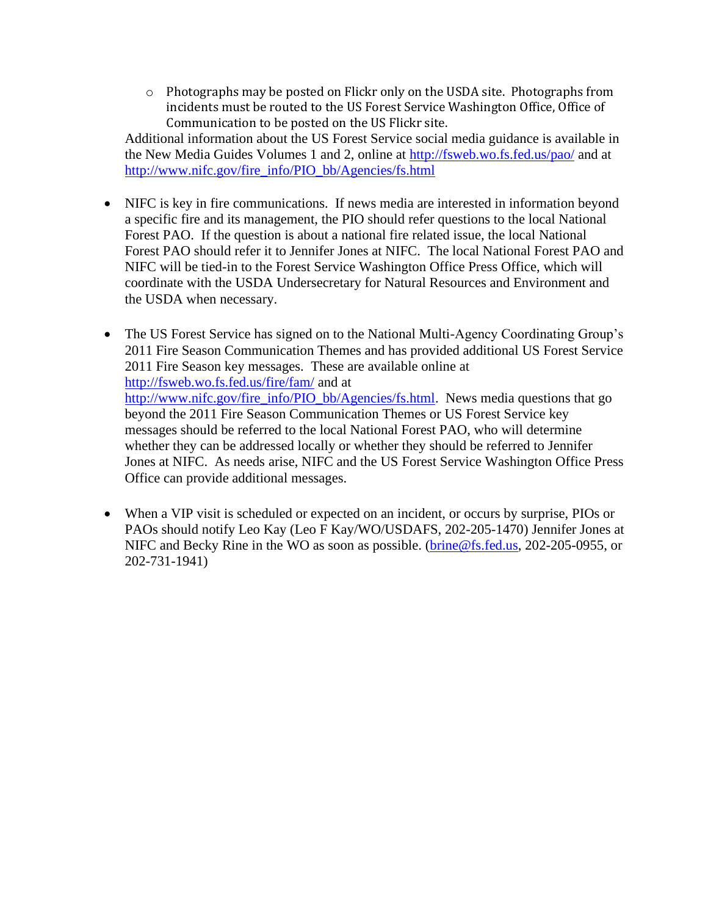- Photographs may be posted on Flickr only on the USDA site. Photographs from incidents must be routed to the US Forest Service Washington Office, Office of Communication to be posted on the US Flickr site.

  Additional information about the US Forest Service social media guidance is available in the New Media Guides Volumes 1 and 2, online at http://fsweb.wo.fs.fed.us/pao/ and at http://www.nifc.gov/fire_info/PIO_bb/Agencies/fs.html

- NIFC is key in fire communications. If news media are interested in information beyond a specific fire and its management, the PIO should refer questions to the local National Forest PAO. If the question is about a national fire related issue, the local National Forest PAO should refer it to Jennifer Jones at NIFC. The local National Forest PAO and NIFC will be tied-in to the Forest Service Washington Office Press Office, which will coordinate with the USDA Undersecretary for Natural Resources and Environment and the USDA when necessary.

- The US Forest Service has signed on to the National Multi-Agency Coordinating Group's 2011 Fire Season Communication Themes and has provided additional US Forest Service 2011 Fire Season key messages. These are available online at http://fsweb.wo.fs.fed.us/fire/fam/ and at http://www.nifc.gov/fire_info/PIO_bb/Agencies/fs.html. News media questions that go beyond the 2011 Fire Season Communication Themes or US Forest Service key messages should be referred to the local National Forest PAO, who will determine whether they can be addressed locally or whether they should be referred to Jennifer Jones at NIFC. As needs arise, NIFC and the US Forest Service Washington Office Press Office can provide additional messages.

- When a VIP visit is scheduled or expected on an incident, or occurs by surprise, PIOs or PAOs should notify Leo Kay (Leo F Kay/WO/USDAFS, 202-205-1470) Jennifer Jones at NIFC and Becky Rine in the WO as soon as possible. (brine@fs.fed.us, 202-205-0955, or 202-731-1941)